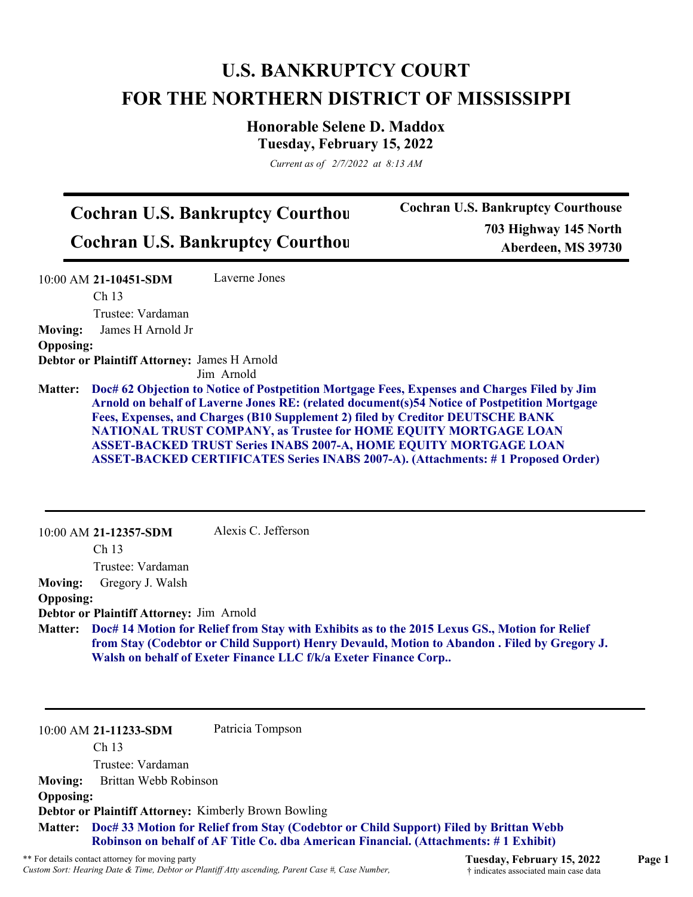# U.S. BANKRUPTCY COURT
# FOR THE NORTHERN DISTRICT OF MISSISSIPPI

## Honorable Selene D. Maddox
### Tuesday, February 15, 2022

*Current as of 2/7/2022 at 8:13 AM*

---

**Cochran U.S. Bankruptcy Courthou**

**Cochran U.S. Bankruptcy Courthou**

**Cochran U.S. Bankruptcy Courthouse**
**703 Highway 145 North**
**Aberdeen, MS 39730**

---

10:00 AM **21-10451-SDM** Laverne Jones
Ch 13
Trustee: Vardaman

**Moving:** James H Arnold Jr

**Opposing:**

**Debtor or Plaintiff Attorney:** James H Arnold
Jim Arnold

**Matter:** **Doc# 62 Objection to Notice of Postpetition Mortgage Fees, Expenses and Charges Filed by Jim Arnold on behalf of Laverne Jones RE: (related document(s)54 Notice of Postpetition Mortgage Fees, Expenses, and Charges (B10 Supplement 2) filed by Creditor DEUTSCHE BANK NATIONAL TRUST COMPANY, as Trustee for HOME EQUITY MORTGAGE LOAN ASSET-BACKED TRUST Series INABS 2007-A, HOME EQUITY MORTGAGE LOAN ASSET-BACKED CERTIFICATES Series INABS 2007-A). (Attachments: # 1 Proposed Order)**

---

10:00 AM **21-12357-SDM** Alexis C. Jefferson
Ch 13
Trustee: Vardaman

**Moving:** Gregory J. Walsh

**Opposing:**

**Debtor or Plaintiff Attorney:** Jim Arnold

**Matter:** **Doc# 14 Motion for Relief from Stay with Exhibits as to the 2015 Lexus GS., Motion for Relief from Stay (Codebtor or Child Support) Henry Devauld, Motion to Abandon . Filed by Gregory J. Walsh on behalf of Exeter Finance LLC f/k/a Exeter Finance Corp..**

---

10:00 AM **21-11233-SDM** Patricia Tompson
Ch 13
Trustee: Vardaman

**Moving:** Brittan Webb Robinson

**Opposing:**

**Debtor or Plaintiff Attorney:** Kimberly Brown Bowling

**Matter:** **Doc# 33 Motion for Relief from Stay (Codebtor or Child Support) Filed by Brittan Webb Robinson on behalf of AF Title Co. dba American Financial. (Attachments: # 1 Exhibit)**

---

** For details contact attorney for moving party

*Custom Sort: Hearing Date & Time, Debtor or Plantiff Atty ascending, Parent Case #, Case Number,*

† indicates associated main case data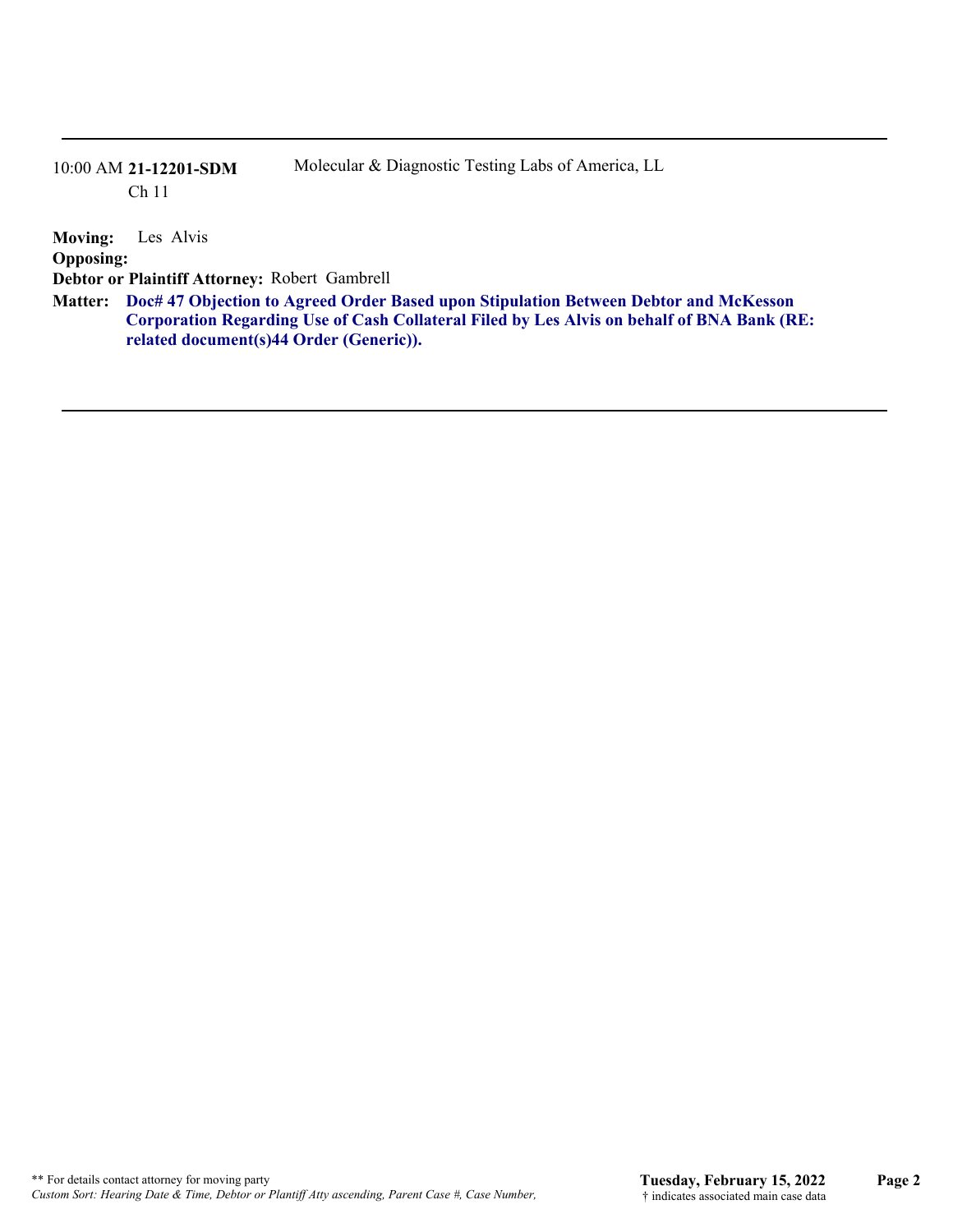10:00 AM **21-12201-SDM** Ch 11 — Molecular & Diagnostic Testing Labs of America, LL

**Moving:** Les Alvis

**Opposing:**

**Debtor or Plaintiff Attorney:** Robert Gambrell

**Matter:** **Doc# 47 Objection to Agreed Order Based upon Stipulation Between Debtor and McKesson Corporation Regarding Use of Cash Collateral Filed by Les Alvis on behalf of BNA Bank (RE: related document(s)44 Order (Generic)).**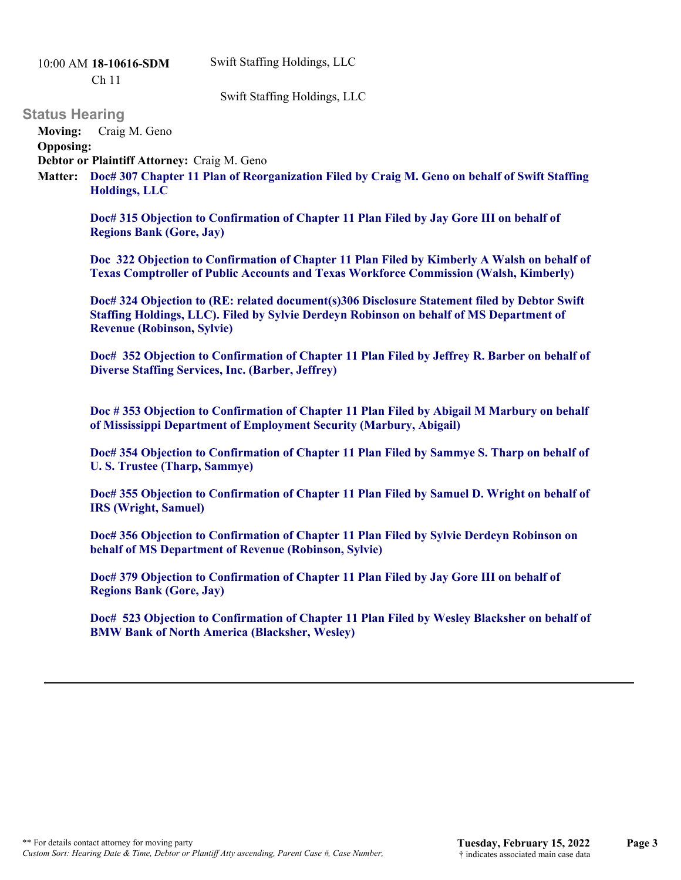10:00 AM **18-10616-SDM** Swift Staffing Holdings, LLC
Ch 11

Swift Staffing Holdings, LLC

## Status Hearing

**Moving:** Craig M. Geno

**Opposing:**

**Debtor or Plaintiff Attorney:** Craig M. Geno

**Matter:** **Doc# 307 Chapter 11 Plan of Reorganization Filed by Craig M. Geno on behalf of Swift Staffing Holdings, LLC**

**Doc# 315 Objection to Confirmation of Chapter 11 Plan Filed by Jay Gore III on behalf of Regions Bank (Gore, Jay)**

**Doc 322 Objection to Confirmation of Chapter 11 Plan Filed by Kimberly A Walsh on behalf of Texas Comptroller of Public Accounts and Texas Workforce Commission (Walsh, Kimberly)**

**Doc# 324 Objection to (RE: related document(s)306 Disclosure Statement filed by Debtor Swift Staffing Holdings, LLC). Filed by Sylvie Derdeyn Robinson on behalf of MS Department of Revenue (Robinson, Sylvie)**

**Doc# 352 Objection to Confirmation of Chapter 11 Plan Filed by Jeffrey R. Barber on behalf of Diverse Staffing Services, Inc. (Barber, Jeffrey)**

**Doc # 353 Objection to Confirmation of Chapter 11 Plan Filed by Abigail M Marbury on behalf of Mississippi Department of Employment Security (Marbury, Abigail)**

**Doc# 354 Objection to Confirmation of Chapter 11 Plan Filed by Sammye S. Tharp on behalf of U. S. Trustee (Tharp, Sammye)**

**Doc# 355 Objection to Confirmation of Chapter 11 Plan Filed by Samuel D. Wright on behalf of IRS (Wright, Samuel)**

**Doc# 356 Objection to Confirmation of Chapter 11 Plan Filed by Sylvie Derdeyn Robinson on behalf of MS Department of Revenue (Robinson, Sylvie)**

**Doc# 379 Objection to Confirmation of Chapter 11 Plan Filed by Jay Gore III on behalf of Regions Bank (Gore, Jay)**

**Doc# 523 Objection to Confirmation of Chapter 11 Plan Filed by Wesley Blacksher on behalf of BMW Bank of North America (Blacksher, Wesley)**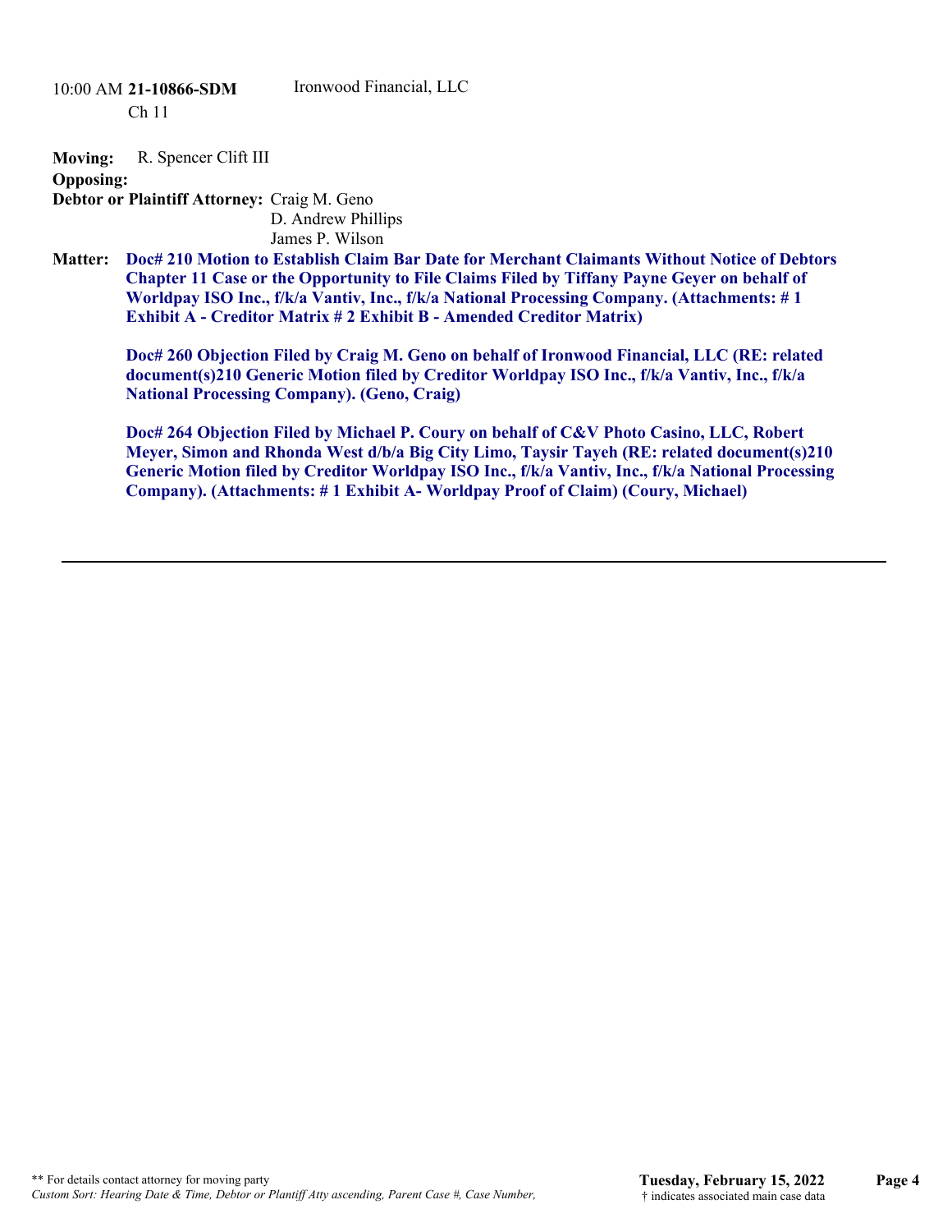10:00 AM **21-10866-SDM** Ironwood Financial, LLC

Ch 11

**Moving:** R. Spencer Clift III

**Opposing:**

**Debtor or Plaintiff Attorney:** Craig M. Geno
D. Andrew Phillips
James P. Wilson

**Matter:** **Doc# 210 Motion to Establish Claim Bar Date for Merchant Claimants Without Notice of Debtors Chapter 11 Case or the Opportunity to File Claims Filed by Tiffany Payne Geyer on behalf of Worldpay ISO Inc., f/k/a Vantiv, Inc., f/k/a National Processing Company. (Attachments: # 1 Exhibit A - Creditor Matrix # 2 Exhibit B - Amended Creditor Matrix)**

**Doc# 260 Objection Filed by Craig M. Geno on behalf of Ironwood Financial, LLC (RE: related document(s)210 Generic Motion filed by Creditor Worldpay ISO Inc., f/k/a Vantiv, Inc., f/k/a National Processing Company). (Geno, Craig)**

**Doc# 264 Objection Filed by Michael P. Coury on behalf of C&V Photo Casino, LLC, Robert Meyer, Simon and Rhonda West d/b/a Big City Limo, Taysir Tayeh (RE: related document(s)210 Generic Motion filed by Creditor Worldpay ISO Inc., f/k/a Vantiv, Inc., f/k/a National Processing Company). (Attachments: # 1 Exhibit A- Worldpay Proof of Claim) (Coury, Michael)**

---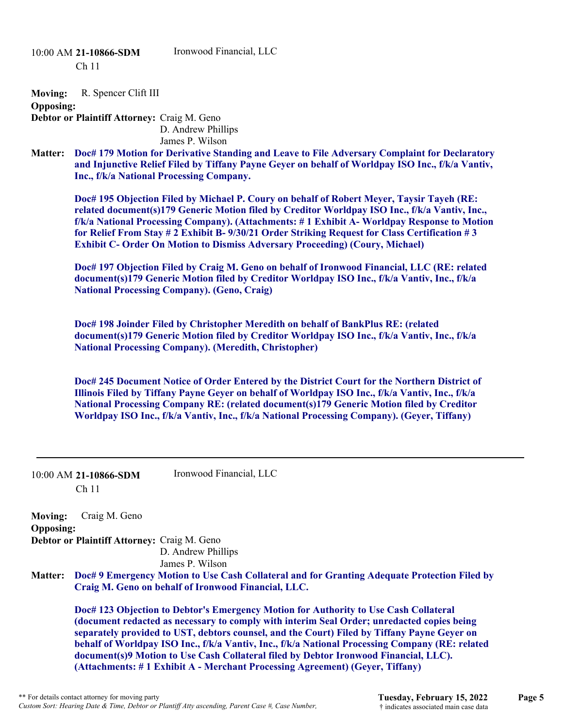10:00 AM **21-10866-SDM** Ironwood Financial, LLC

Ch 11

**Moving:** R. Spencer Clift III

**Opposing:**

**Debtor or Plaintiff Attorney:** Craig M. Geno
D. Andrew Phillips
James P. Wilson

**Matter:** **Doc# 179 Motion for Derivative Standing and Leave to File Adversary Complaint for Declaratory and Injunctive Relief Filed by Tiffany Payne Geyer on behalf of Worldpay ISO Inc., f/k/a Vantiv, Inc., f/k/a National Processing Company.**

**Doc# 195 Objection Filed by Michael P. Coury on behalf of Robert Meyer, Taysir Tayeh (RE: related document(s)179 Generic Motion filed by Creditor Worldpay ISO Inc., f/k/a Vantiv, Inc., f/k/a National Processing Company). (Attachments: # 1 Exhibit A- Worldpay Response to Motion for Relief From Stay # 2 Exhibit B- 9/30/21 Order Striking Request for Class Certification # 3 Exhibit C- Order On Motion to Dismiss Adversary Proceeding) (Coury, Michael)**

**Doc# 197 Objection Filed by Craig M. Geno on behalf of Ironwood Financial, LLC (RE: related document(s)179 Generic Motion filed by Creditor Worldpay ISO Inc., f/k/a Vantiv, Inc., f/k/a National Processing Company). (Geno, Craig)**

**Doc# 198 Joinder Filed by Christopher Meredith on behalf of BankPlus RE: (related document(s)179 Generic Motion filed by Creditor Worldpay ISO Inc., f/k/a Vantiv, Inc., f/k/a National Processing Company). (Meredith, Christopher)**

**Doc# 245 Document Notice of Order Entered by the District Court for the Northern District of Illinois Filed by Tiffany Payne Geyer on behalf of Worldpay ISO Inc., f/k/a Vantiv, Inc., f/k/a National Processing Company RE: (related document(s)179 Generic Motion filed by Creditor Worldpay ISO Inc., f/k/a Vantiv, Inc., f/k/a National Processing Company). (Geyer, Tiffany)**

---

10:00 AM **21-10866-SDM** Ironwood Financial, LLC

Ch 11

**Moving:** Craig M. Geno

**Opposing:**

**Debtor or Plaintiff Attorney:** Craig M. Geno
D. Andrew Phillips
James P. Wilson

**Matter:** **Doc# 9 Emergency Motion to Use Cash Collateral and for Granting Adequate Protection Filed by Craig M. Geno on behalf of Ironwood Financial, LLC.**

**Doc# 123 Objection to Debtor's Emergency Motion for Authority to Use Cash Collateral (document redacted as necessary to comply with interim Seal Order; unredacted copies being separately provided to UST, debtors counsel, and the Court) Filed by Tiffany Payne Geyer on behalf of Worldpay ISO Inc., f/k/a Vantiv, Inc., f/k/a National Processing Company (RE: related document(s)9 Motion to Use Cash Collateral filed by Debtor Ironwood Financial, LLC). (Attachments: # 1 Exhibit A - Merchant Processing Agreement) (Geyer, Tiffany)**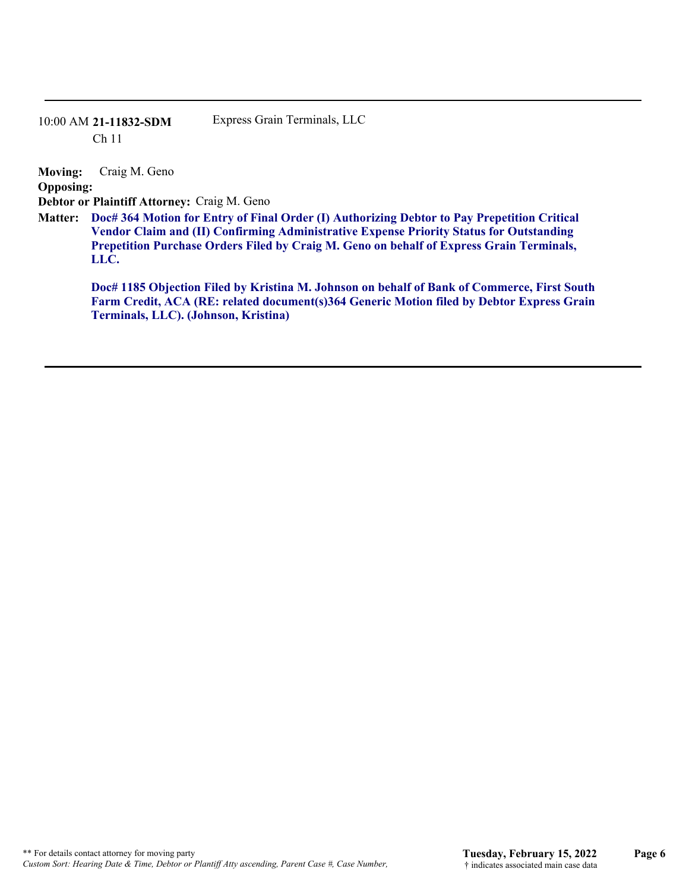10:00 AM **21-11832-SDM** Express Grain Terminals, LLC
Ch 11

**Moving:** Craig M. Geno
**Opposing:**
**Debtor or Plaintiff Attorney:** Craig M. Geno

**Matter:** **Doc# 364 Motion for Entry of Final Order (I) Authorizing Debtor to Pay Prepetition Critical Vendor Claim and (II) Confirming Administrative Expense Priority Status for Outstanding Prepetition Purchase Orders Filed by Craig M. Geno on behalf of Express Grain Terminals, LLC.**

**Doc# 1185 Objection Filed by Kristina M. Johnson on behalf of Bank of Commerce, First South Farm Credit, ACA (RE: related document(s)364 Generic Motion filed by Debtor Express Grain Terminals, LLC). (Johnson, Kristina)**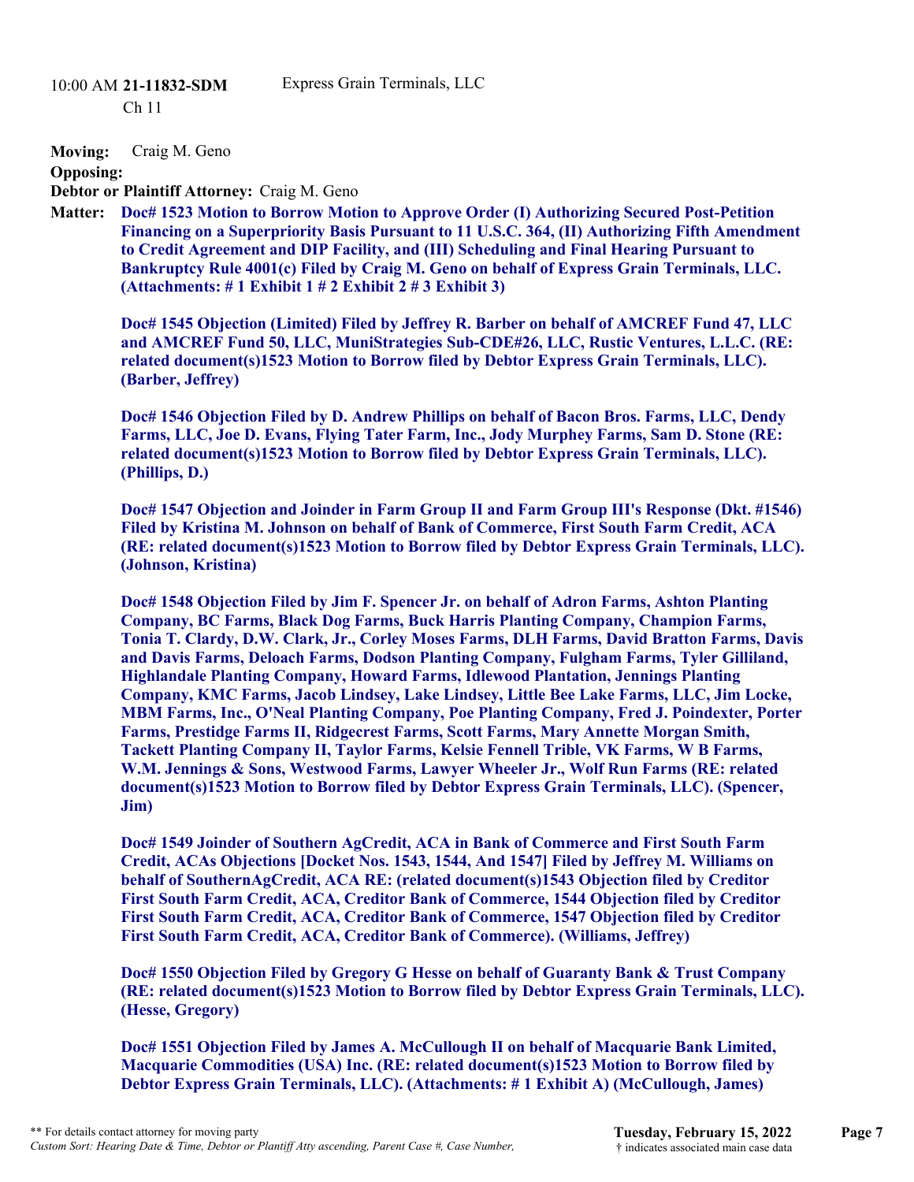10:00 AM **21-11832-SDM** Express Grain Terminals, LLC

Ch 11

**Moving:** Craig M. Geno

**Opposing:**

**Debtor or Plaintiff Attorney:** Craig M. Geno

**Matter:** **Doc# 1523 Motion to Borrow Motion to Approve Order (I) Authorizing Secured Post-Petition Financing on a Superpriority Basis Pursuant to 11 U.S.C. 364, (II) Authorizing Fifth Amendment to Credit Agreement and DIP Facility, and (III) Scheduling and Final Hearing Pursuant to Bankruptcy Rule 4001(c) Filed by Craig M. Geno on behalf of Express Grain Terminals, LLC. (Attachments: # 1 Exhibit 1 # 2 Exhibit 2 # 3 Exhibit 3)**

**Doc# 1545 Objection (Limited) Filed by Jeffrey R. Barber on behalf of AMCREF Fund 47, LLC and AMCREF Fund 50, LLC, MuniStrategies Sub-CDE#26, LLC, Rustic Ventures, L.L.C. (RE: related document(s)1523 Motion to Borrow filed by Debtor Express Grain Terminals, LLC). (Barber, Jeffrey)**

**Doc# 1546 Objection Filed by D. Andrew Phillips on behalf of Bacon Bros. Farms, LLC, Dendy Farms, LLC, Joe D. Evans, Flying Tater Farm, Inc., Jody Murphey Farms, Sam D. Stone (RE: related document(s)1523 Motion to Borrow filed by Debtor Express Grain Terminals, LLC). (Phillips, D.)**

**Doc# 1547 Objection and Joinder in Farm Group II and Farm Group III's Response (Dkt. #1546) Filed by Kristina M. Johnson on behalf of Bank of Commerce, First South Farm Credit, ACA (RE: related document(s)1523 Motion to Borrow filed by Debtor Express Grain Terminals, LLC). (Johnson, Kristina)**

**Doc# 1548 Objection Filed by Jim F. Spencer Jr. on behalf of Adron Farms, Ashton Planting Company, BC Farms, Black Dog Farms, Buck Harris Planting Company, Champion Farms, Tonia T. Clardy, D.W. Clark, Jr., Corley Moses Farms, DLH Farms, David Bratton Farms, Davis and Davis Farms, Deloach Farms, Dodson Planting Company, Fulgham Farms, Tyler Gilliland, Highlandale Planting Company, Howard Farms, Idlewood Plantation, Jennings Planting Company, KMC Farms, Jacob Lindsey, Lake Lindsey, Little Bee Lake Farms, LLC, Jim Locke, MBM Farms, Inc., O'Neal Planting Company, Poe Planting Company, Fred J. Poindexter, Porter Farms, Prestidge Farms II, Ridgecrest Farms, Scott Farms, Mary Annette Morgan Smith, Tackett Planting Company II, Taylor Farms, Kelsie Fennell Trible, VK Farms, W B Farms, W.M. Jennings & Sons, Westwood Farms, Lawyer Wheeler Jr., Wolf Run Farms (RE: related document(s)1523 Motion to Borrow filed by Debtor Express Grain Terminals, LLC). (Spencer, Jim)**

**Doc# 1549 Joinder of Southern AgCredit, ACA in Bank of Commerce and First South Farm Credit, ACAs Objections [Docket Nos. 1543, 1544, And 1547] Filed by Jeffrey M. Williams on behalf of SouthernAgCredit, ACA RE: (related document(s)1543 Objection filed by Creditor First South Farm Credit, ACA, Creditor Bank of Commerce, 1544 Objection filed by Creditor First South Farm Credit, ACA, Creditor Bank of Commerce, 1547 Objection filed by Creditor First South Farm Credit, ACA, Creditor Bank of Commerce). (Williams, Jeffrey)**

**Doc# 1550 Objection Filed by Gregory G Hesse on behalf of Guaranty Bank & Trust Company (RE: related document(s)1523 Motion to Borrow filed by Debtor Express Grain Terminals, LLC). (Hesse, Gregory)**

**Doc# 1551 Objection Filed by James A. McCullough II on behalf of Macquarie Bank Limited, Macquarie Commodities (USA) Inc. (RE: related document(s)1523 Motion to Borrow filed by Debtor Express Grain Terminals, LLC). (Attachments: # 1 Exhibit A) (McCullough, James)**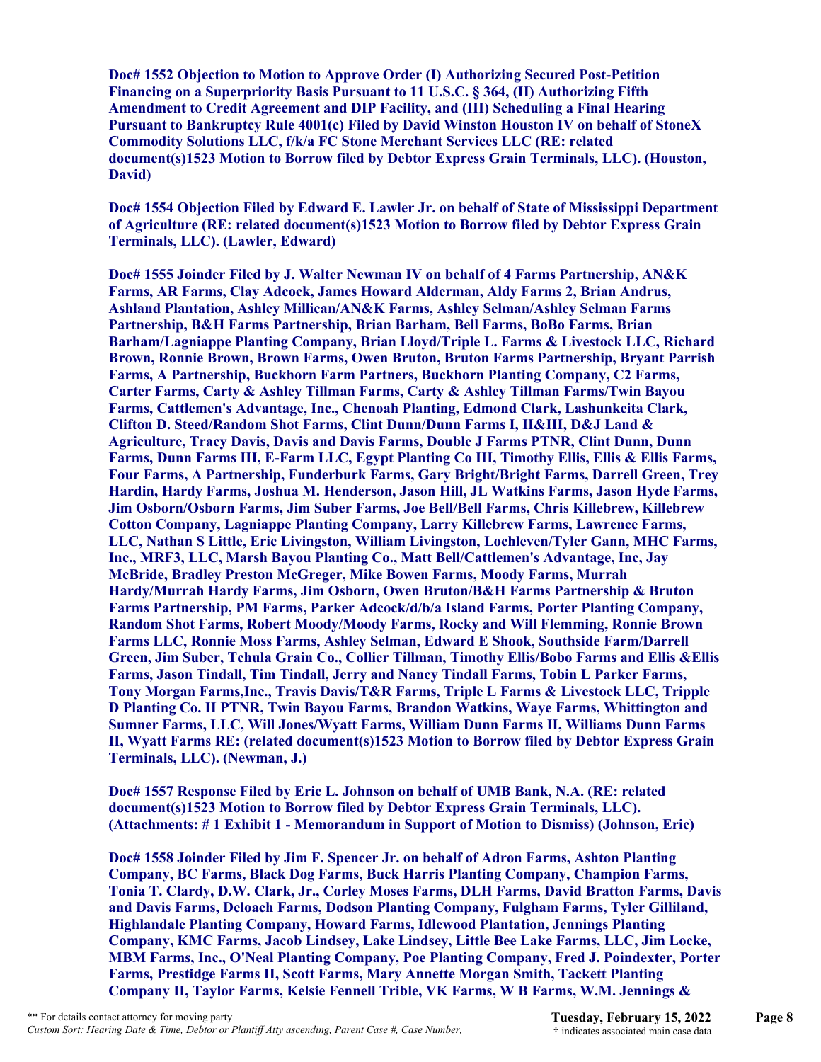**Doc# 1552 Objection to Motion to Approve Order (I) Authorizing Secured Post-Petition Financing on a Superpriority Basis Pursuant to 11 U.S.C. § 364, (II) Authorizing Fifth Amendment to Credit Agreement and DIP Facility, and (III) Scheduling a Final Hearing Pursuant to Bankruptcy Rule 4001(c) Filed by David Winston Houston IV on behalf of StoneX Commodity Solutions LLC, f/k/a FC Stone Merchant Services LLC (RE: related document(s)1523 Motion to Borrow filed by Debtor Express Grain Terminals, LLC). (Houston, David)**

**Doc# 1554 Objection Filed by Edward E. Lawler Jr. on behalf of State of Mississippi Department of Agriculture (RE: related document(s)1523 Motion to Borrow filed by Debtor Express Grain Terminals, LLC). (Lawler, Edward)**

**Doc# 1555 Joinder Filed by J. Walter Newman IV on behalf of 4 Farms Partnership, AN&K Farms, AR Farms, Clay Adcock, James Howard Alderman, Aldy Farms 2, Brian Andrus, Ashland Plantation, Ashley Millican/AN&K Farms, Ashley Selman/Ashley Selman Farms Partnership, B&H Farms Partnership, Brian Barham, Bell Farms, BoBo Farms, Brian Barham/Lagniappe Planting Company, Brian Lloyd/Triple L. Farms & Livestock LLC, Richard Brown, Ronnie Brown, Brown Farms, Owen Bruton, Bruton Farms Partnership, Bryant Parrish Farms, A Partnership, Buckhorn Farm Partners, Buckhorn Planting Company, C2 Farms, Carter Farms, Carty & Ashley Tillman Farms, Carty & Ashley Tillman Farms/Twin Bayou Farms, Cattlemen's Advantage, Inc., Chenoah Planting, Edmond Clark, Lashunkeita Clark, Clifton D. Steed/Random Shot Farms, Clint Dunn/Dunn Farms I, II&III, D&J Land & Agriculture, Tracy Davis, Davis and Davis Farms, Double J Farms PTNR, Clint Dunn, Dunn Farms, Dunn Farms III, E-Farm LLC, Egypt Planting Co III, Timothy Ellis, Ellis & Ellis Farms, Four Farms, A Partnership, Funderburk Farms, Gary Bright/Bright Farms, Darrell Green, Trey Hardin, Hardy Farms, Joshua M. Henderson, Jason Hill, JL Watkins Farms, Jason Hyde Farms, Jim Osborn/Osborn Farms, Jim Suber Farms, Joe Bell/Bell Farms, Chris Killebrew, Killebrew Cotton Company, Lagniappe Planting Company, Larry Killebrew Farms, Lawrence Farms, LLC, Nathan S Little, Eric Livingston, William Livingston, Lochleven/Tyler Gann, MHC Farms, Inc., MRF3, LLC, Marsh Bayou Planting Co., Matt Bell/Cattlemen's Advantage, Inc, Jay McBride, Bradley Preston McGreger, Mike Bowen Farms, Moody Farms, Murrah Hardy/Murrah Hardy Farms, Jim Osborn, Owen Bruton/B&H Farms Partnership & Bruton Farms Partnership, PM Farms, Parker Adcock/d/b/a Island Farms, Porter Planting Company, Random Shot Farms, Robert Moody/Moody Farms, Rocky and Will Flemming, Ronnie Brown Farms LLC, Ronnie Moss Farms, Ashley Selman, Edward E Shook, Southside Farm/Darrell Green, Jim Suber, Tchula Grain Co., Collier Tillman, Timothy Ellis/Bobo Farms and Ellis &Ellis Farms, Jason Tindall, Tim Tindall, Jerry and Nancy Tindall Farms, Tobin L Parker Farms, Tony Morgan Farms,Inc., Travis Davis/T&R Farms, Triple L Farms & Livestock LLC, Tripple D Planting Co. II PTNR, Twin Bayou Farms, Brandon Watkins, Waye Farms, Whittington and Sumner Farms, LLC, Will Jones/Wyatt Farms, William Dunn Farms II, Williams Dunn Farms II, Wyatt Farms RE: (related document(s)1523 Motion to Borrow filed by Debtor Express Grain Terminals, LLC). (Newman, J.)**

**Doc# 1557 Response Filed by Eric L. Johnson on behalf of UMB Bank, N.A. (RE: related document(s)1523 Motion to Borrow filed by Debtor Express Grain Terminals, LLC). (Attachments: # 1 Exhibit 1 - Memorandum in Support of Motion to Dismiss) (Johnson, Eric)**

**Doc# 1558 Joinder Filed by Jim F. Spencer Jr. on behalf of Adron Farms, Ashton Planting Company, BC Farms, Black Dog Farms, Buck Harris Planting Company, Champion Farms, Tonia T. Clardy, D.W. Clark, Jr., Corley Moses Farms, DLH Farms, David Bratton Farms, Davis and Davis Farms, Deloach Farms, Dodson Planting Company, Fulgham Farms, Tyler Gilliland, Highlandale Planting Company, Howard Farms, Idlewood Plantation, Jennings Planting Company, KMC Farms, Jacob Lindsey, Lake Lindsey, Little Bee Lake Farms, LLC, Jim Locke, MBM Farms, Inc., O'Neal Planting Company, Poe Planting Company, Fred J. Poindexter, Porter Farms, Prestidge Farms II, Scott Farms, Mary Annette Morgan Smith, Tackett Planting Company II, Taylor Farms, Kelsie Fennell Trible, VK Farms, W B Farms, W.M. Jennings &**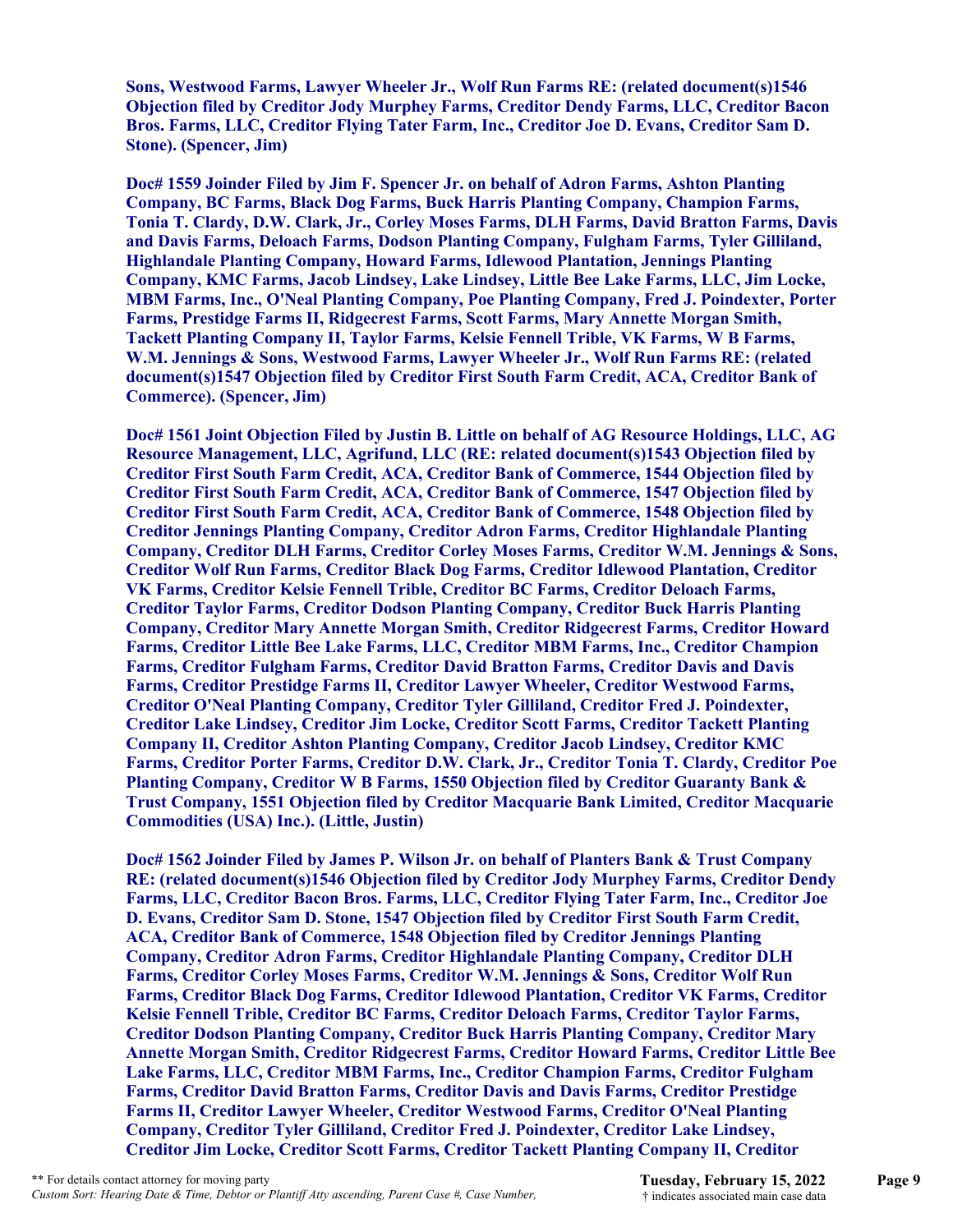**Sons, Westwood Farms, Lawyer Wheeler Jr., Wolf Run Farms RE: (related document(s)1546 Objection filed by Creditor Jody Murphey Farms, Creditor Dendy Farms, LLC, Creditor Bacon Bros. Farms, LLC, Creditor Flying Tater Farm, Inc., Creditor Joe D. Evans, Creditor Sam D. Stone). (Spencer, Jim)**

**Doc# 1559 Joinder Filed by Jim F. Spencer Jr. on behalf of Adron Farms, Ashton Planting Company, BC Farms, Black Dog Farms, Buck Harris Planting Company, Champion Farms, Tonia T. Clardy, D.W. Clark, Jr., Corley Moses Farms, DLH Farms, David Bratton Farms, Davis and Davis Farms, Deloach Farms, Dodson Planting Company, Fulgham Farms, Tyler Gilliland, Highlandale Planting Company, Howard Farms, Idlewood Plantation, Jennings Planting Company, KMC Farms, Jacob Lindsey, Lake Lindsey, Little Bee Lake Farms, LLC, Jim Locke, MBM Farms, Inc., O'Neal Planting Company, Poe Planting Company, Fred J. Poindexter, Porter Farms, Prestidge Farms II, Ridgecrest Farms, Scott Farms, Mary Annette Morgan Smith, Tackett Planting Company II, Taylor Farms, Kelsie Fennell Trible, VK Farms, W B Farms, W.M. Jennings & Sons, Westwood Farms, Lawyer Wheeler Jr., Wolf Run Farms RE: (related document(s)1547 Objection filed by Creditor First South Farm Credit, ACA, Creditor Bank of Commerce). (Spencer, Jim)**

**Doc# 1561 Joint Objection Filed by Justin B. Little on behalf of AG Resource Holdings, LLC, AG Resource Management, LLC, Agrifund, LLC (RE: related document(s)1543 Objection filed by Creditor First South Farm Credit, ACA, Creditor Bank of Commerce, 1544 Objection filed by Creditor First South Farm Credit, ACA, Creditor Bank of Commerce, 1547 Objection filed by Creditor First South Farm Credit, ACA, Creditor Bank of Commerce, 1548 Objection filed by Creditor Jennings Planting Company, Creditor Adron Farms, Creditor Highlandale Planting Company, Creditor DLH Farms, Creditor Corley Moses Farms, Creditor W.M. Jennings & Sons, Creditor Wolf Run Farms, Creditor Black Dog Farms, Creditor Idlewood Plantation, Creditor VK Farms, Creditor Kelsie Fennell Trible, Creditor BC Farms, Creditor Deloach Farms, Creditor Taylor Farms, Creditor Dodson Planting Company, Creditor Buck Harris Planting Company, Creditor Mary Annette Morgan Smith, Creditor Ridgecrest Farms, Creditor Howard Farms, Creditor Little Bee Lake Farms, LLC, Creditor MBM Farms, Inc., Creditor Champion Farms, Creditor Fulgham Farms, Creditor David Bratton Farms, Creditor Davis and Davis Farms, Creditor Prestidge Farms II, Creditor Lawyer Wheeler, Creditor Westwood Farms, Creditor O'Neal Planting Company, Creditor Tyler Gilliland, Creditor Fred J. Poindexter, Creditor Lake Lindsey, Creditor Jim Locke, Creditor Scott Farms, Creditor Tackett Planting Company II, Creditor Ashton Planting Company, Creditor Jacob Lindsey, Creditor KMC Farms, Creditor Porter Farms, Creditor D.W. Clark, Jr., Creditor Tonia T. Clardy, Creditor Poe Planting Company, Creditor W B Farms, 1550 Objection filed by Creditor Guaranty Bank & Trust Company, 1551 Objection filed by Creditor Macquarie Bank Limited, Creditor Macquarie Commodities (USA) Inc.). (Little, Justin)**

**Doc# 1562 Joinder Filed by James P. Wilson Jr. on behalf of Planters Bank & Trust Company RE: (related document(s)1546 Objection filed by Creditor Jody Murphey Farms, Creditor Dendy Farms, LLC, Creditor Bacon Bros. Farms, LLC, Creditor Flying Tater Farm, Inc., Creditor Joe D. Evans, Creditor Sam D. Stone, 1547 Objection filed by Creditor First South Farm Credit, ACA, Creditor Bank of Commerce, 1548 Objection filed by Creditor Jennings Planting Company, Creditor Adron Farms, Creditor Highlandale Planting Company, Creditor DLH Farms, Creditor Corley Moses Farms, Creditor W.M. Jennings & Sons, Creditor Wolf Run Farms, Creditor Black Dog Farms, Creditor Idlewood Plantation, Creditor VK Farms, Creditor Kelsie Fennell Trible, Creditor BC Farms, Creditor Deloach Farms, Creditor Taylor Farms, Creditor Dodson Planting Company, Creditor Buck Harris Planting Company, Creditor Mary Annette Morgan Smith, Creditor Ridgecrest Farms, Creditor Howard Farms, Creditor Little Bee Lake Farms, LLC, Creditor MBM Farms, Inc., Creditor Champion Farms, Creditor Fulgham Farms, Creditor David Bratton Farms, Creditor Davis and Davis Farms, Creditor Prestidge Farms II, Creditor Lawyer Wheeler, Creditor Westwood Farms, Creditor O'Neal Planting Company, Creditor Tyler Gilliland, Creditor Fred J. Poindexter, Creditor Lake Lindsey, Creditor Jim Locke, Creditor Scott Farms, Creditor Tackett Planting Company II, Creditor**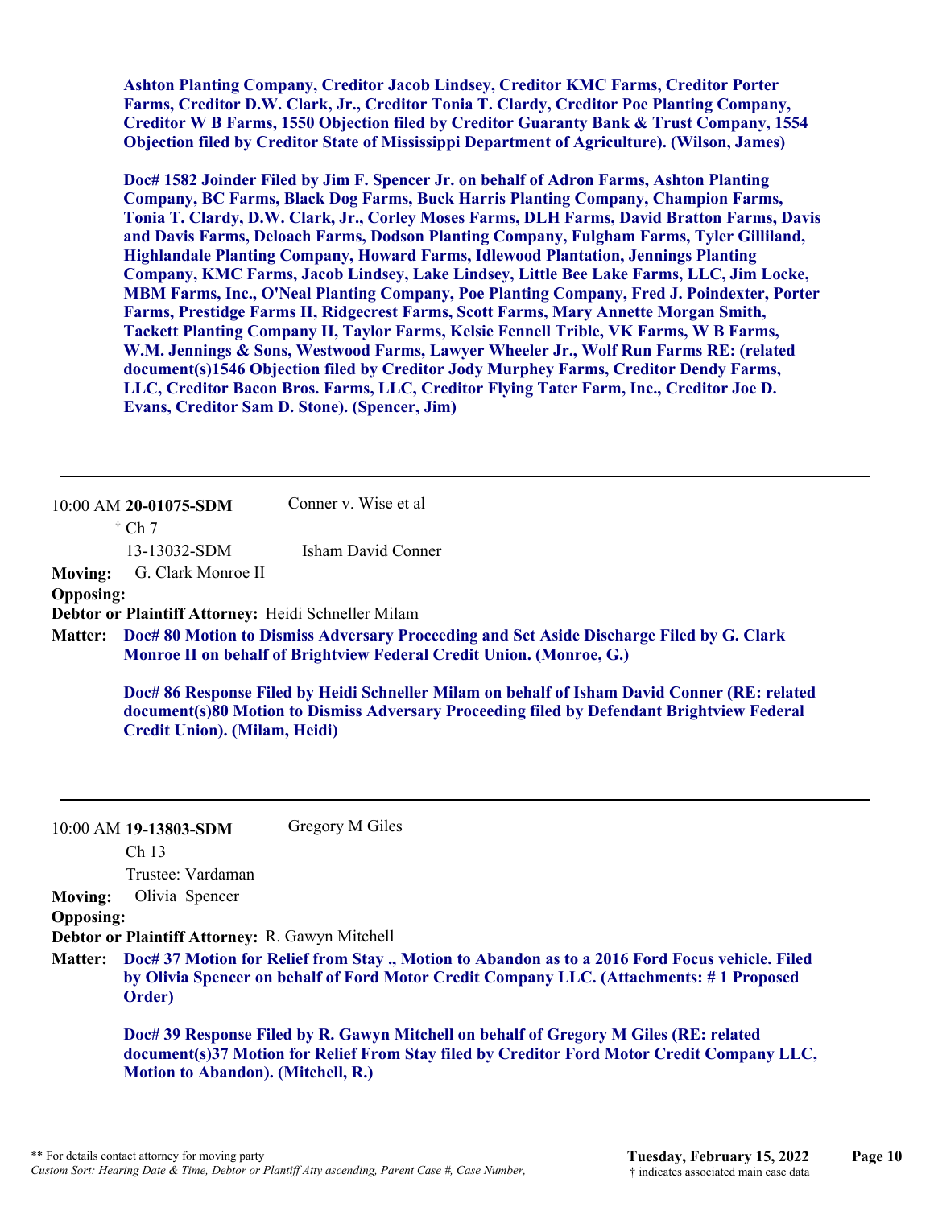**Ashton Planting Company, Creditor Jacob Lindsey, Creditor KMC Farms, Creditor Porter Farms, Creditor D.W. Clark, Jr., Creditor Tonia T. Clardy, Creditor Poe Planting Company, Creditor W B Farms, 1550 Objection filed by Creditor Guaranty Bank & Trust Company, 1554 Objection filed by Creditor State of Mississippi Department of Agriculture). (Wilson, James)**

**Doc# 1582 Joinder Filed by Jim F. Spencer Jr. on behalf of Adron Farms, Ashton Planting Company, BC Farms, Black Dog Farms, Buck Harris Planting Company, Champion Farms, Tonia T. Clardy, D.W. Clark, Jr., Corley Moses Farms, DLH Farms, David Bratton Farms, Davis and Davis Farms, Deloach Farms, Dodson Planting Company, Fulgham Farms, Tyler Gilliland, Highlandale Planting Company, Howard Farms, Idlewood Plantation, Jennings Planting Company, KMC Farms, Jacob Lindsey, Lake Lindsey, Little Bee Lake Farms, LLC, Jim Locke, MBM Farms, Inc., O'Neal Planting Company, Poe Planting Company, Fred J. Poindexter, Porter Farms, Prestidge Farms II, Ridgecrest Farms, Scott Farms, Mary Annette Morgan Smith, Tackett Planting Company II, Taylor Farms, Kelsie Fennell Trible, VK Farms, W B Farms, W.M. Jennings & Sons, Westwood Farms, Lawyer Wheeler Jr., Wolf Run Farms RE: (related document(s)1546 Objection filed by Creditor Jody Murphey Farms, Creditor Dendy Farms, LLC, Creditor Bacon Bros. Farms, LLC, Creditor Flying Tater Farm, Inc., Creditor Joe D. Evans, Creditor Sam D. Stone). (Spencer, Jim)**

---

10:00 AM **20-01075-SDM** Conner v. Wise et al
† Ch 7
13-13032-SDM Isham David Conner

**Moving:** G. Clark Monroe II
**Opposing:**
**Debtor or Plaintiff Attorney:** Heidi Schneller Milam
**Matter:** **Doc# 80 Motion to Dismiss Adversary Proceeding and Set Aside Discharge Filed by G. Clark Monroe II on behalf of Brightview Federal Credit Union. (Monroe, G.)**

**Doc# 86 Response Filed by Heidi Schneller Milam on behalf of Isham David Conner (RE: related document(s)80 Motion to Dismiss Adversary Proceeding filed by Defendant Brightview Federal Credit Union). (Milam, Heidi)**

---

10:00 AM **19-13803-SDM** Gregory M Giles
Ch 13
Trustee: Vardaman

**Moving:** Olivia Spencer
**Opposing:**
**Debtor or Plaintiff Attorney:** R. Gawyn Mitchell
**Matter:** **Doc# 37 Motion for Relief from Stay ., Motion to Abandon as to a 2016 Ford Focus vehicle. Filed by Olivia Spencer on behalf of Ford Motor Credit Company LLC. (Attachments: # 1 Proposed Order)**

**Doc# 39 Response Filed by R. Gawyn Mitchell on behalf of Gregory M Giles (RE: related document(s)37 Motion for Relief From Stay filed by Creditor Ford Motor Credit Company LLC, Motion to Abandon). (Mitchell, R.)**

---

** For details contact attorney for moving party
*Custom Sort: Hearing Date & Time, Debtor or Plantiff Atty ascending, Parent Case #, Case Number,*

**Tuesday, February 15, 2022**
† indicates associated main case data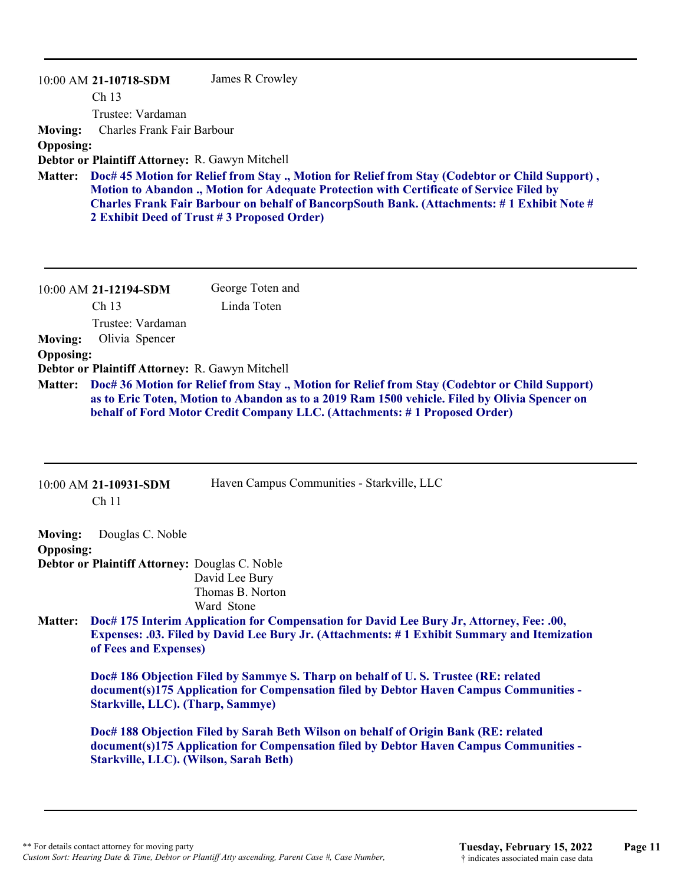---

10:00 AM **21-10718-SDM** James R Crowley
Ch 13
Trustee: Vardaman

**Moving:** Charles Frank Fair Barbour
**Opposing:**
**Debtor or Plaintiff Attorney:** R. Gawyn Mitchell
**Matter:** **Doc# 45 Motion for Relief from Stay ., Motion for Relief from Stay (Codebtor or Child Support) , Motion to Abandon ., Motion for Adequate Protection with Certificate of Service Filed by Charles Frank Fair Barbour on behalf of BancorpSouth Bank. (Attachments: # 1 Exhibit Note # 2 Exhibit Deed of Trust # 3 Proposed Order)**

---

10:00 AM **21-12194-SDM** George Toten and Linda Toten
Ch 13
Trustee: Vardaman

**Moving:** Olivia Spencer
**Opposing:**
**Debtor or Plaintiff Attorney:** R. Gawyn Mitchell
**Matter:** **Doc# 36 Motion for Relief from Stay ., Motion for Relief from Stay (Codebtor or Child Support) as to Eric Toten, Motion to Abandon as to a 2019 Ram 1500 vehicle. Filed by Olivia Spencer on behalf of Ford Motor Credit Company LLC. (Attachments: # 1 Proposed Order)**

---

10:00 AM **21-10931-SDM** Haven Campus Communities - Starkville, LLC
Ch 11

**Moving:** Douglas C. Noble
**Opposing:**
**Debtor or Plaintiff Attorney:** Douglas C. Noble
David Lee Bury
Thomas B. Norton
Ward Stone
**Matter:** **Doc# 175 Interim Application for Compensation for David Lee Bury Jr, Attorney, Fee: .00, Expenses: .03. Filed by David Lee Bury Jr. (Attachments: # 1 Exhibit Summary and Itemization of Fees and Expenses)**

**Doc# 186 Objection Filed by Sammye S. Tharp on behalf of U. S. Trustee (RE: related document(s)175 Application for Compensation filed by Debtor Haven Campus Communities - Starkville, LLC). (Tharp, Sammye)**

**Doc# 188 Objection Filed by Sarah Beth Wilson on behalf of Origin Bank (RE: related document(s)175 Application for Compensation filed by Debtor Haven Campus Communities - Starkville, LLC). (Wilson, Sarah Beth)**

---

** For details contact attorney for moving party
*Custom Sort: Hearing Date & Time, Debtor or Plantiff Atty ascending, Parent Case #, Case Number,*

**Tuesday, February 15, 2022**
† indicates associated main case data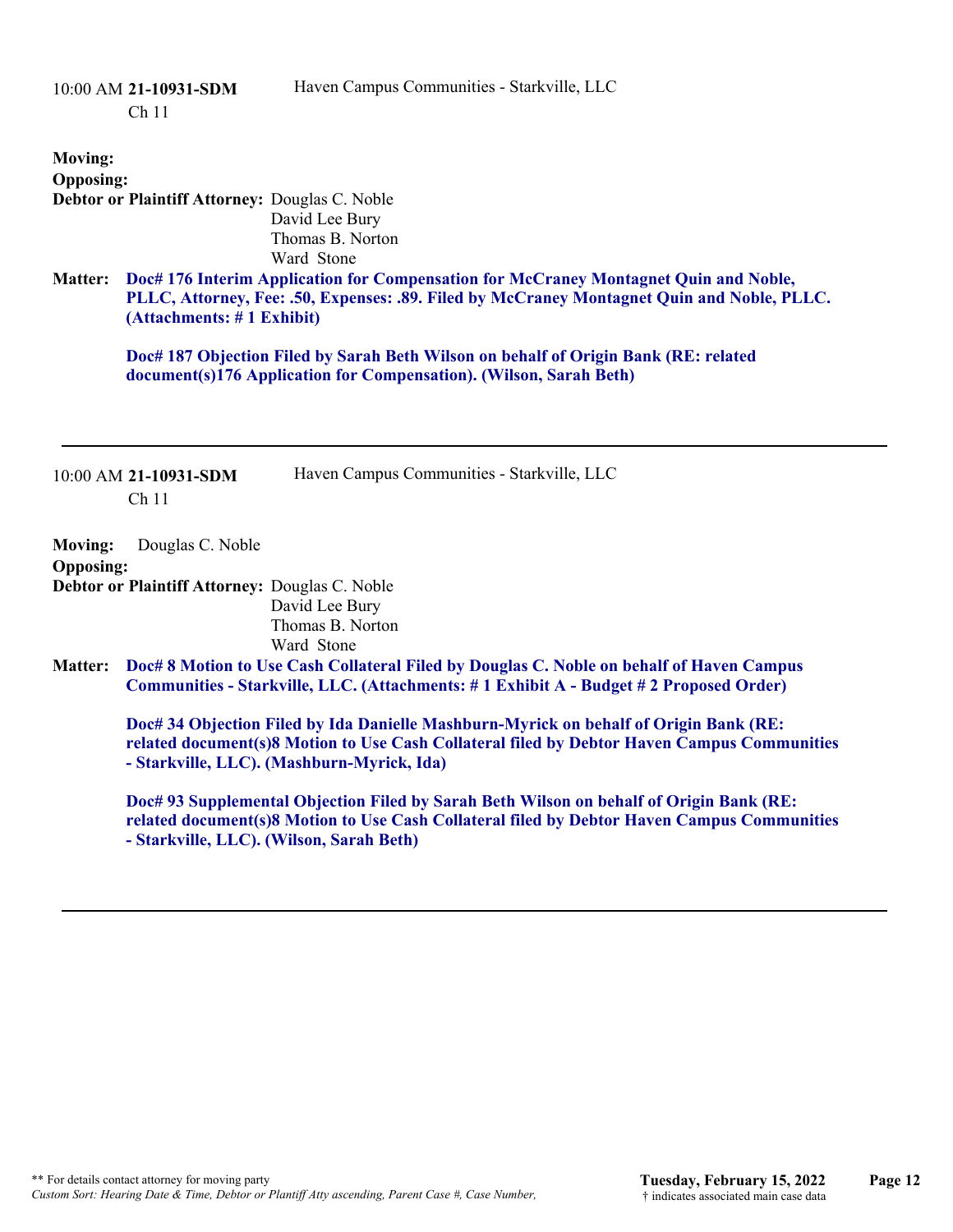10:00 AM **21-10931-SDM** Ch 11 — Haven Campus Communities - Starkville, LLC

**Moving:**

**Opposing:**

**Debtor or Plaintiff Attorney:** Douglas C. Noble
David Lee Bury
Thomas B. Norton
Ward Stone

**Matter:** **Doc# 176 Interim Application for Compensation for McCraney Montagnet Quin and Noble, PLLC, Attorney, Fee: .50, Expenses: .89. Filed by McCraney Montagnet Quin and Noble, PLLC. (Attachments: # 1 Exhibit)**

**Doc# 187 Objection Filed by Sarah Beth Wilson on behalf of Origin Bank (RE: related document(s)176 Application for Compensation). (Wilson, Sarah Beth)**

---

10:00 AM **21-10931-SDM** Ch 11 — Haven Campus Communities - Starkville, LLC

**Moving:** Douglas C. Noble

**Opposing:**

**Debtor or Plaintiff Attorney:** Douglas C. Noble
David Lee Bury
Thomas B. Norton
Ward Stone

**Matter:** **Doc# 8 Motion to Use Cash Collateral Filed by Douglas C. Noble on behalf of Haven Campus Communities - Starkville, LLC. (Attachments: # 1 Exhibit A - Budget # 2 Proposed Order)**

**Doc# 34 Objection Filed by Ida Danielle Mashburn-Myrick on behalf of Origin Bank (RE: related document(s)8 Motion to Use Cash Collateral filed by Debtor Haven Campus Communities - Starkville, LLC). (Mashburn-Myrick, Ida)**

**Doc# 93 Supplemental Objection Filed by Sarah Beth Wilson on behalf of Origin Bank (RE: related document(s)8 Motion to Use Cash Collateral filed by Debtor Haven Campus Communities - Starkville, LLC). (Wilson, Sarah Beth)**

---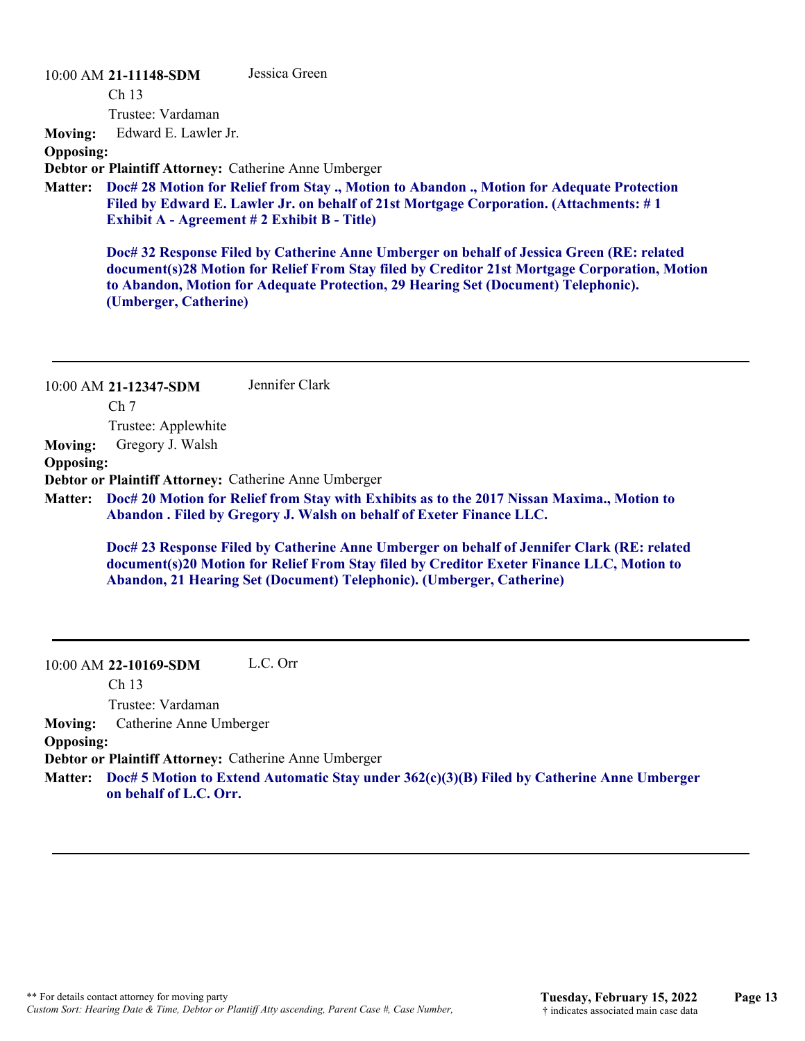10:00 AM **21-11148-SDM** Jessica Green

Ch 13

Trustee: Vardaman

**Moving:** Edward E. Lawler Jr.

**Opposing:**

**Debtor or Plaintiff Attorney:** Catherine Anne Umberger

**Matter:** **Doc# 28 Motion for Relief from Stay ., Motion to Abandon ., Motion for Adequate Protection Filed by Edward E. Lawler Jr. on behalf of 21st Mortgage Corporation. (Attachments: # 1 Exhibit A - Agreement # 2 Exhibit B - Title)**

**Doc# 32 Response Filed by Catherine Anne Umberger on behalf of Jessica Green (RE: related document(s)28 Motion for Relief From Stay filed by Creditor 21st Mortgage Corporation, Motion to Abandon, Motion for Adequate Protection, 29 Hearing Set (Document) Telephonic). (Umberger, Catherine)**

---

10:00 AM **21-12347-SDM** Jennifer Clark

Ch 7

Trustee: Applewhite

**Moving:** Gregory J. Walsh

**Opposing:**

**Debtor or Plaintiff Attorney:** Catherine Anne Umberger

**Matter:** **Doc# 20 Motion for Relief from Stay with Exhibits as to the 2017 Nissan Maxima., Motion to Abandon . Filed by Gregory J. Walsh on behalf of Exeter Finance LLC.**

**Doc# 23 Response Filed by Catherine Anne Umberger on behalf of Jennifer Clark (RE: related document(s)20 Motion for Relief From Stay filed by Creditor Exeter Finance LLC, Motion to Abandon, 21 Hearing Set (Document) Telephonic). (Umberger, Catherine)**

---

10:00 AM **22-10169-SDM** L.C. Orr

Ch 13

Trustee: Vardaman

**Moving:** Catherine Anne Umberger

**Opposing:**

**Debtor or Plaintiff Attorney:** Catherine Anne Umberger

**Matter:** **Doc# 5 Motion to Extend Automatic Stay under 362(c)(3)(B) Filed by Catherine Anne Umberger on behalf of L.C. Orr.**

---